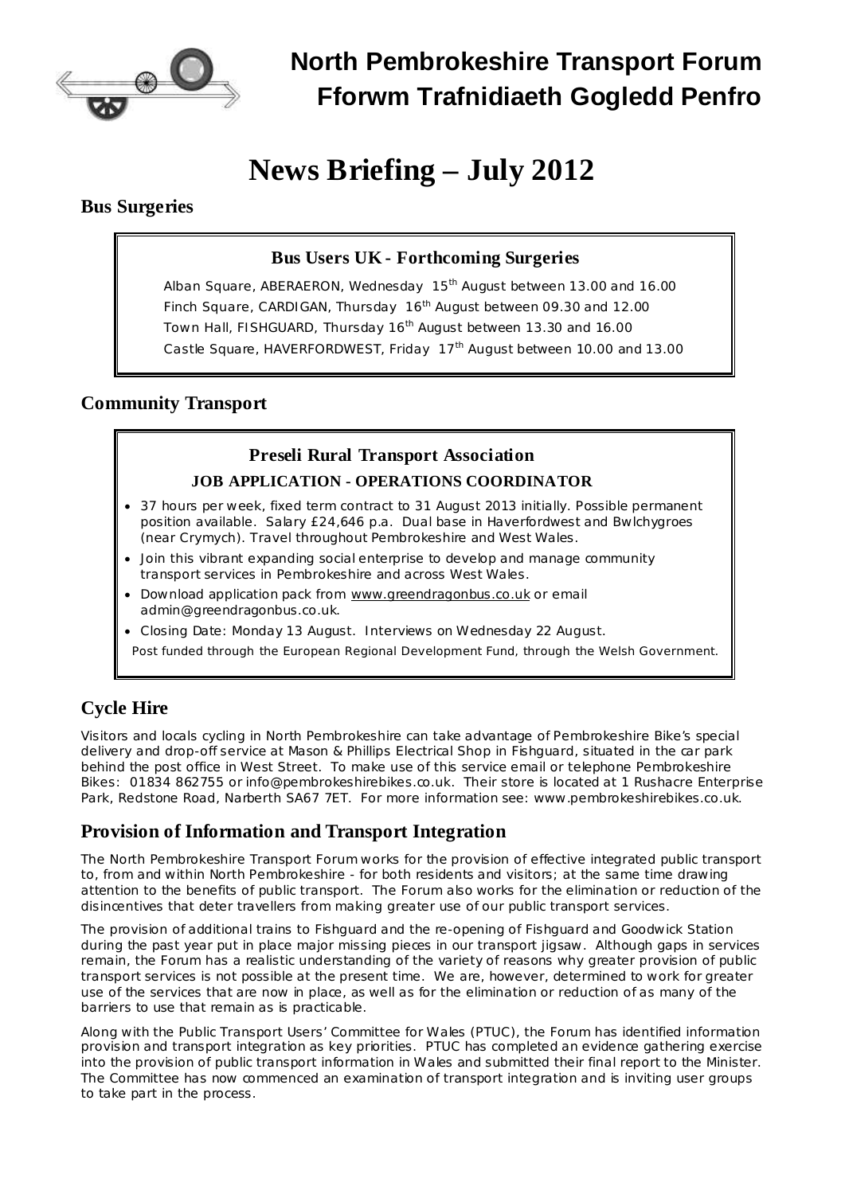# North Pembrokeshire Transport Forum
# Fforwm Trafnidiaeth Gogledd Penfro

# News Briefing – July 2012

## Bus Surgeries

### Bus Users UK - Forthcoming Surgeries

Alban Square, ABERAERON, Wednesday 15th August between 13.00 and 16.00
Finch Square, CARDIGAN, Thursday 16th August between 09.30 and 12.00
Town Hall, FISHGUARD, Thursday 16th August between 13.30 and 16.00
Castle Square, HAVERFORDWEST, Friday 17th August between 10.00 and 13.00

## Community Transport

### Preseli Rural Transport Association

**JOB APPLICATION - OPERATIONS COORDINATOR**

- 37 hours per week, fixed term contract to 31 August 2013 initially. Possible permanent position available. Salary £24,646 p.a. Dual base in Haverfordwest and Bwlchygroes (near Crymych). Travel throughout Pembrokeshire and West Wales.
- Join this vibrant expanding social enterprise to develop and manage community transport services in Pembrokeshire and across West Wales.
- Download application pack from www.greendragonbus.co.uk or email admin@greendragonbus.co.uk.
- Closing Date: Monday 13 August. Interviews on Wednesday 22 August.

Post funded through the European Regional Development Fund, through the Welsh Government.

## Cycle Hire

Visitors and locals cycling in North Pembrokeshire can take advantage of Pembrokeshire Bike's special delivery and drop-off service at Mason & Phillips Electrical Shop in Fishguard, situated in the car park behind the post office in West Street. To make use of this service email or telephone Pembrokeshire Bikes: 01834 862755 or info@pembrokeshirebikes.co.uk. Their store is located at 1 Rushacre Enterprise Park, Redstone Road, Narberth SA67 7ET. For more information see: www.pembrokeshirebikes.co.uk.

## Provision of Information and Transport Integration

The North Pembrokeshire Transport Forum works for the provision of effective integrated public transport to, from and within North Pembrokeshire - for both residents and visitors; at the same time drawing attention to the benefits of public transport. The Forum also works for the elimination or reduction of the disincentives that deter travellers from making greater use of our public transport services.

The provision of additional trains to Fishguard and the re-opening of Fishguard and Goodwick Station during the past year put in place major missing pieces in our transport jigsaw. Although gaps in services remain, the Forum has a realistic understanding of the variety of reasons why greater provision of public transport services is not possible at the present time. We are, however, determined to work for greater use of the services that are now in place, as well as for the elimination or reduction of as many of the barriers to use that remain as is practicable.

Along with the Public Transport Users' Committee for Wales (PTUC), the Forum has identified information provision and transport integration as key priorities. PTUC has completed an evidence gathering exercise into the provision of public transport information in Wales and submitted their final report to the Minister. The Committee has now commenced an examination of transport integration and is inviting user groups to take part in the process.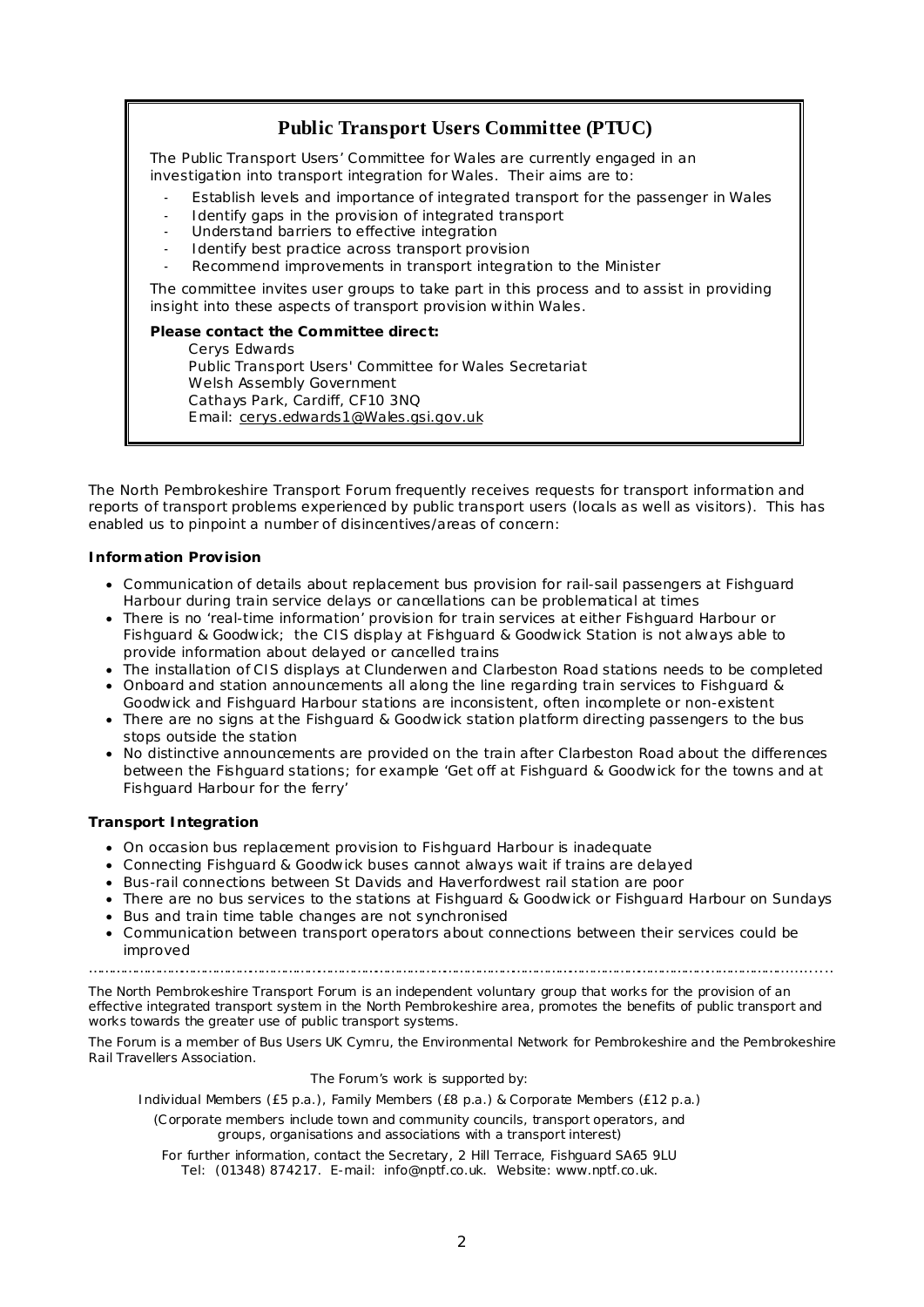## Public Transport Users Committee (PTUC)

The Public Transport Users' Committee for Wales are currently engaged in an investigation into transport integration for Wales. Their aims are to:

- Establish levels and importance of integrated transport for the passenger in Wales
- Identify gaps in the provision of integrated transport
- Understand barriers to effective integration
- Identify best practice across transport provision
- Recommend improvements in transport integration to the Minister

The committee invites user groups to take part in this process and to assist in providing insight into these aspects of transport provision within Wales.

**Please contact the Committee direct:**

Cerys Edwards
Public Transport Users' Committee for Wales Secretariat
Welsh Assembly Government
Cathays Park, Cardiff, CF10 3NQ
Email: cerys.edwards1@Wales.gsi.gov.uk

The North Pembrokeshire Transport Forum frequently receives requests for transport information and reports of transport problems experienced by public transport users (locals as well as visitors). This has enabled us to pinpoint a number of disincentives/areas of concern:

### Information Provision

- Communication of details about replacement bus provision for rail-sail passengers at Fishguard Harbour during train service delays or cancellations can be problematical at times
- There is no 'real-time information' provision for train services at either Fishguard Harbour or Fishguard & Goodwick; the CIS display at Fishguard & Goodwick Station is not always able to provide information about delayed or cancelled trains
- The installation of CIS displays at Clunderwen and Clarbeston Road stations needs to be completed
- Onboard and station announcements all along the line regarding train services to Fishguard & Goodwick and Fishguard Harbour stations are inconsistent, often incomplete or non-existent
- There are no signs at the Fishguard & Goodwick station platform directing passengers to the bus stops outside the station
- No distinctive announcements are provided on the train after Clarbeston Road about the differences between the Fishguard stations; for example 'Get off at Fishguard & Goodwick for the towns and at Fishguard Harbour for the ferry'

### Transport Integration

- On occasion bus replacement provision to Fishguard Harbour is inadequate
- Connecting Fishguard & Goodwick buses cannot always wait if trains are delayed
- Bus-rail connections between St Davids and Haverfordwest rail station are poor
- There are no bus services to the stations at Fishguard & Goodwick or Fishguard Harbour on Sundays
- Bus and train time table changes are not synchronised
- Communication between transport operators about connections between their services could be improved

---

*The North Pembrokeshire Transport Forum is an independent voluntary group that works for the provision of an effective integrated transport system in the North Pembrokeshire area, promotes the benefits of public transport and works towards the greater use of public transport systems.*

*The Forum is a member of Bus Users UK Cymru, the Environmental Network for Pembrokeshire and the Pembrokeshire Rail Travellers Association.*

*The Forum's work is supported by:*

*Individual Members (£5 p.a.), Family Members (£8 p.a.) & Corporate Members (£12 p.a.)*

*(Corporate members include town and community councils, transport operators, and groups, organisations and associations with a transport interest)*

*For further information, contact the Secretary, 2 Hill Terrace, Fishguard SA65 9LU*
*Tel: (01348) 874217. E-mail: info@nptf.co.uk. Website: www.nptf.co.uk.*